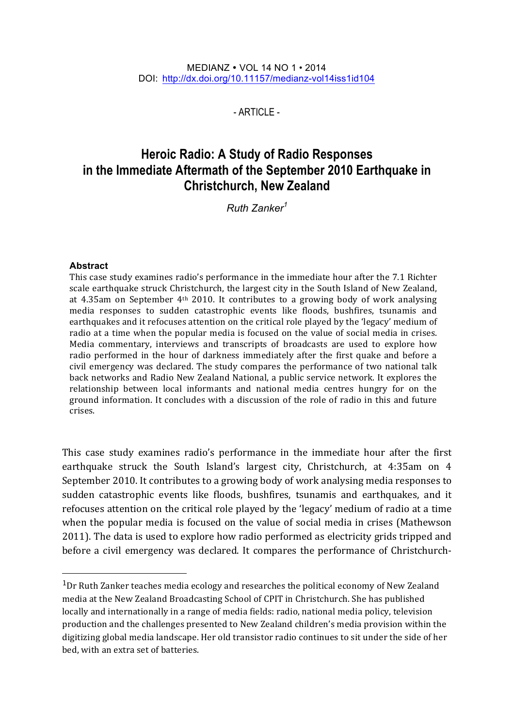MEDIANZ • VOL 14 NO 1 • 2014
DOI: http://dx.doi.org/10.11157/medianz-vol14iss1id104

\- ARTICLE -

# Heroic Radio: A Study of Radio Responses in the Immediate Aftermath of the September 2010 Earthquake in Christchurch, New Zealand

*Ruth Zanker*[1]

#### Abstract

This case study examines radio's performance in the immediate hour after the 7.1 Richter scale earthquake struck Christchurch, the largest city in the South Island of New Zealand, at 4.35am on September 4th 2010. It contributes to a growing body of work analysing media responses to sudden catastrophic events like floods, bushfires, tsunamis and earthquakes and it refocuses attention on the critical role played by the 'legacy' medium of radio at a time when the popular media is focused on the value of social media in crises. Media commentary, interviews and transcripts of broadcasts are used to explore how radio performed in the hour of darkness immediately after the first quake and before a civil emergency was declared. The study compares the performance of two national talk back networks and Radio New Zealand National, a public service network. It explores the relationship between local informants and national media centres hungry for on the ground information. It concludes with a discussion of the role of radio in this and future crises.

This case study examines radio's performance in the immediate hour after the first earthquake struck the South Island's largest city, Christchurch, at 4:35am on 4 September 2010. It contributes to a growing body of work analysing media responses to sudden catastrophic events like floods, bushfires, tsunamis and earthquakes, and it refocuses attention on the critical role played by the 'legacy' medium of radio at a time when the popular media is focused on the value of social media in crises (Mathewson 2011). The data is used to explore how radio performed as electricity grids tripped and before a civil emergency was declared. It compares the performance of Christchurch-

---

[1] Dr Ruth Zanker teaches media ecology and researches the political economy of New Zealand media at the New Zealand Broadcasting School of CPIT in Christchurch. She has published locally and internationally in a range of media fields: radio, national media policy, television production and the challenges presented to New Zealand children's media provision within the digitizing global media landscape. Her old transistor radio continues to sit under the side of her bed, with an extra set of batteries.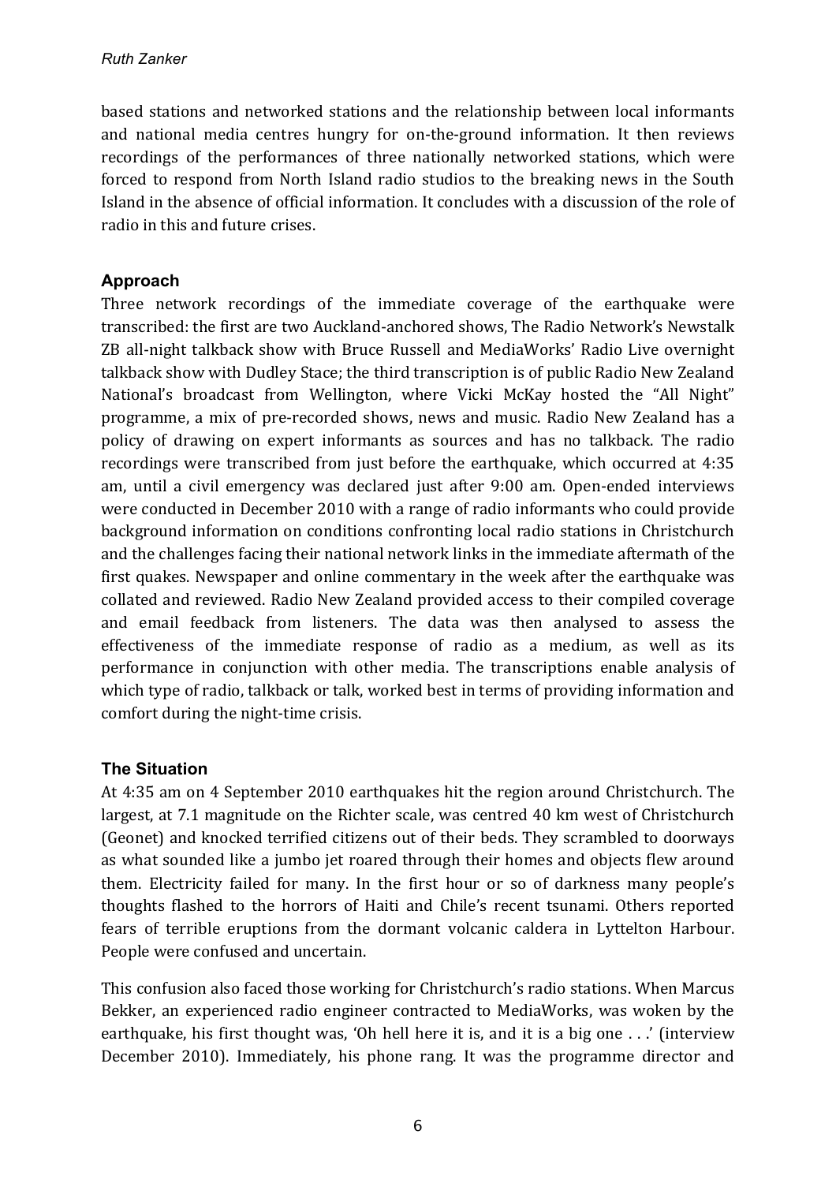based stations and networked stations and the relationship between local informants and national media centres hungry for on-the-ground information. It then reviews recordings of the performances of three nationally networked stations, which were forced to respond from North Island radio studios to the breaking news in the South Island in the absence of official information. It concludes with a discussion of the role of radio in this and future crises.

## Approach

Three network recordings of the immediate coverage of the earthquake were transcribed: the first are two Auckland-anchored shows, The Radio Network's Newstalk ZB all-night talkback show with Bruce Russell and MediaWorks' Radio Live overnight talkback show with Dudley Stace; the third transcription is of public Radio New Zealand National's broadcast from Wellington, where Vicki McKay hosted the "All Night" programme, a mix of pre-recorded shows, news and music. Radio New Zealand has a policy of drawing on expert informants as sources and has no talkback. The radio recordings were transcribed from just before the earthquake, which occurred at 4:35 am, until a civil emergency was declared just after 9:00 am. Open-ended interviews were conducted in December 2010 with a range of radio informants who could provide background information on conditions confronting local radio stations in Christchurch and the challenges facing their national network links in the immediate aftermath of the first quakes. Newspaper and online commentary in the week after the earthquake was collated and reviewed. Radio New Zealand provided access to their compiled coverage and email feedback from listeners. The data was then analysed to assess the effectiveness of the immediate response of radio as a medium, as well as its performance in conjunction with other media. The transcriptions enable analysis of which type of radio, talkback or talk, worked best in terms of providing information and comfort during the night-time crisis.

## The Situation

At 4:35 am on 4 September 2010 earthquakes hit the region around Christchurch. The largest, at 7.1 magnitude on the Richter scale, was centred 40 km west of Christchurch (Geonet) and knocked terrified citizens out of their beds. They scrambled to doorways as what sounded like a jumbo jet roared through their homes and objects flew around them. Electricity failed for many. In the first hour or so of darkness many people's thoughts flashed to the horrors of Haiti and Chile's recent tsunami. Others reported fears of terrible eruptions from the dormant volcanic caldera in Lyttelton Harbour. People were confused and uncertain.

This confusion also faced those working for Christchurch's radio stations. When Marcus Bekker, an experienced radio engineer contracted to MediaWorks, was woken by the earthquake, his first thought was, 'Oh hell here it is, and it is a big one . . .' (interview December 2010). Immediately, his phone rang. It was the programme director and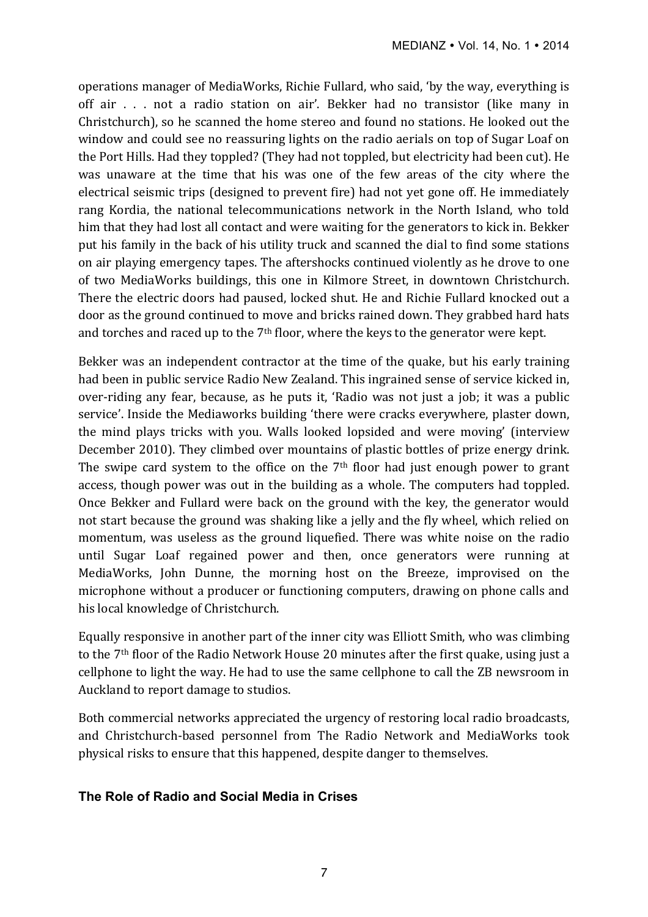operations manager of MediaWorks, Richie Fullard, who said, 'by the way, everything is off air . . . not a radio station on air'. Bekker had no transistor (like many in Christchurch), so he scanned the home stereo and found no stations. He looked out the window and could see no reassuring lights on the radio aerials on top of Sugar Loaf on the Port Hills. Had they toppled? (They had not toppled, but electricity had been cut). He was unaware at the time that his was one of the few areas of the city where the electrical seismic trips (designed to prevent fire) had not yet gone off. He immediately rang Kordia, the national telecommunications network in the North Island, who told him that they had lost all contact and were waiting for the generators to kick in. Bekker put his family in the back of his utility truck and scanned the dial to find some stations on air playing emergency tapes. The aftershocks continued violently as he drove to one of two MediaWorks buildings, this one in Kilmore Street, in downtown Christchurch. There the electric doors had paused, locked shut. He and Richie Fullard knocked out a door as the ground continued to move and bricks rained down. They grabbed hard hats and torches and raced up to the 7th floor, where the keys to the generator were kept.

Bekker was an independent contractor at the time of the quake, but his early training had been in public service Radio New Zealand. This ingrained sense of service kicked in, over-riding any fear, because, as he puts it, 'Radio was not just a job; it was a public service'. Inside the Mediaworks building 'there were cracks everywhere, plaster down, the mind plays tricks with you. Walls looked lopsided and were moving' (interview December 2010). They climbed over mountains of plastic bottles of prize energy drink. The swipe card system to the office on the 7th floor had just enough power to grant access, though power was out in the building as a whole. The computers had toppled. Once Bekker and Fullard were back on the ground with the key, the generator would not start because the ground was shaking like a jelly and the fly wheel, which relied on momentum, was useless as the ground liquefied. There was white noise on the radio until Sugar Loaf regained power and then, once generators were running at MediaWorks, John Dunne, the morning host on the Breeze, improvised on the microphone without a producer or functioning computers, drawing on phone calls and his local knowledge of Christchurch.

Equally responsive in another part of the inner city was Elliott Smith, who was climbing to the 7th floor of the Radio Network House 20 minutes after the first quake, using just a cellphone to light the way. He had to use the same cellphone to call the ZB newsroom in Auckland to report damage to studios.

Both commercial networks appreciated the urgency of restoring local radio broadcasts, and Christchurch-based personnel from The Radio Network and MediaWorks took physical risks to ensure that this happened, despite danger to themselves.

## The Role of Radio and Social Media in Crises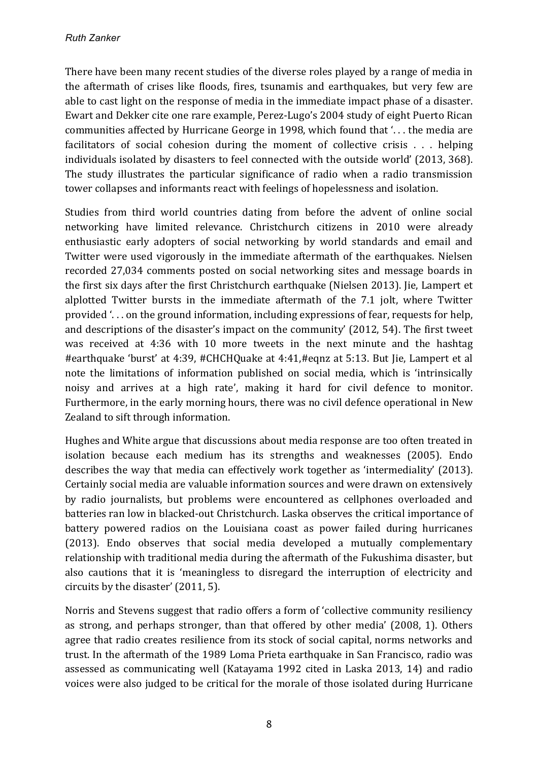There have been many recent studies of the diverse roles played by a range of media in the aftermath of crises like floods, fires, tsunamis and earthquakes, but very few are able to cast light on the response of media in the immediate impact phase of a disaster. Ewart and Dekker cite one rare example, Perez-Lugo's 2004 study of eight Puerto Rican communities affected by Hurricane George in 1998, which found that '. . . the media are facilitators of social cohesion during the moment of collective crisis . . . helping individuals isolated by disasters to feel connected with the outside world' (2013, 368). The study illustrates the particular significance of radio when a radio transmission tower collapses and informants react with feelings of hopelessness and isolation.

Studies from third world countries dating from before the advent of online social networking have limited relevance. Christchurch citizens in 2010 were already enthusiastic early adopters of social networking by world standards and email and Twitter were used vigorously in the immediate aftermath of the earthquakes. Nielsen recorded 27,034 comments posted on social networking sites and message boards in the first six days after the first Christchurch earthquake (Nielsen 2013). Jie, Lampert et alplotted Twitter bursts in the immediate aftermath of the 7.1 jolt, where Twitter provided '. . . on the ground information, including expressions of fear, requests for help, and descriptions of the disaster's impact on the community' (2012, 54). The first tweet was received at 4:36 with 10 more tweets in the next minute and the hashtag #earthquake 'burst' at 4:39, #CHCHQuake at 4:41,#eqnz at 5:13. But Jie, Lampert et al note the limitations of information published on social media, which is 'intrinsically noisy and arrives at a high rate', making it hard for civil defence to monitor. Furthermore, in the early morning hours, there was no civil defence operational in New Zealand to sift through information.

Hughes and White argue that discussions about media response are too often treated in isolation because each medium has its strengths and weaknesses (2005). Endo describes the way that media can effectively work together as 'intermediality' (2013). Certainly social media are valuable information sources and were drawn on extensively by radio journalists, but problems were encountered as cellphones overloaded and batteries ran low in blacked-out Christchurch. Laska observes the critical importance of battery powered radios on the Louisiana coast as power failed during hurricanes (2013). Endo observes that social media developed a mutually complementary relationship with traditional media during the aftermath of the Fukushima disaster, but also cautions that it is 'meaningless to disregard the interruption of electricity and circuits by the disaster' (2011, 5).

Norris and Stevens suggest that radio offers a form of 'collective community resiliency as strong, and perhaps stronger, than that offered by other media' (2008, 1). Others agree that radio creates resilience from its stock of social capital, norms networks and trust. In the aftermath of the 1989 Loma Prieta earthquake in San Francisco, radio was assessed as communicating well (Katayama 1992 cited in Laska 2013, 14) and radio voices were also judged to be critical for the morale of those isolated during Hurricane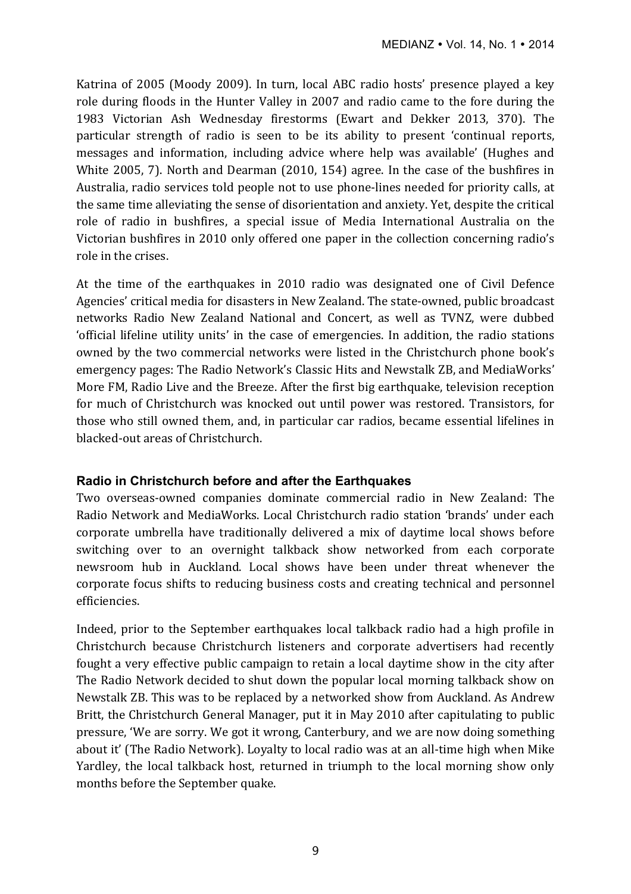Katrina of 2005 (Moody 2009). In turn, local ABC radio hosts' presence played a key role during floods in the Hunter Valley in 2007 and radio came to the fore during the 1983 Victorian Ash Wednesday firestorms (Ewart and Dekker 2013, 370). The particular strength of radio is seen to be its ability to present 'continual reports, messages and information, including advice where help was available' (Hughes and White 2005, 7). North and Dearman (2010, 154) agree. In the case of the bushfires in Australia, radio services told people not to use phone-lines needed for priority calls, at the same time alleviating the sense of disorientation and anxiety. Yet, despite the critical role of radio in bushfires, a special issue of Media International Australia on the Victorian bushfires in 2010 only offered one paper in the collection concerning radio's role in the crises.

At the time of the earthquakes in 2010 radio was designated one of Civil Defence Agencies' critical media for disasters in New Zealand. The state-owned, public broadcast networks Radio New Zealand National and Concert, as well as TVNZ, were dubbed 'official lifeline utility units' in the case of emergencies. In addition, the radio stations owned by the two commercial networks were listed in the Christchurch phone book's emergency pages: The Radio Network's Classic Hits and Newstalk ZB, and MediaWorks' More FM, Radio Live and the Breeze. After the first big earthquake, television reception for much of Christchurch was knocked out until power was restored. Transistors, for those who still owned them, and, in particular car radios, became essential lifelines in blacked-out areas of Christchurch.

## Radio in Christchurch before and after the Earthquakes

Two overseas-owned companies dominate commercial radio in New Zealand: The Radio Network and MediaWorks. Local Christchurch radio station 'brands' under each corporate umbrella have traditionally delivered a mix of daytime local shows before switching over to an overnight talkback show networked from each corporate newsroom hub in Auckland. Local shows have been under threat whenever the corporate focus shifts to reducing business costs and creating technical and personnel efficiencies.

Indeed, prior to the September earthquakes local talkback radio had a high profile in Christchurch because Christchurch listeners and corporate advertisers had recently fought a very effective public campaign to retain a local daytime show in the city after The Radio Network decided to shut down the popular local morning talkback show on Newstalk ZB. This was to be replaced by a networked show from Auckland. As Andrew Britt, the Christchurch General Manager, put it in May 2010 after capitulating to public pressure, 'We are sorry. We got it wrong, Canterbury, and we are now doing something about it' (The Radio Network). Loyalty to local radio was at an all-time high when Mike Yardley, the local talkback host, returned in triumph to the local morning show only months before the September quake.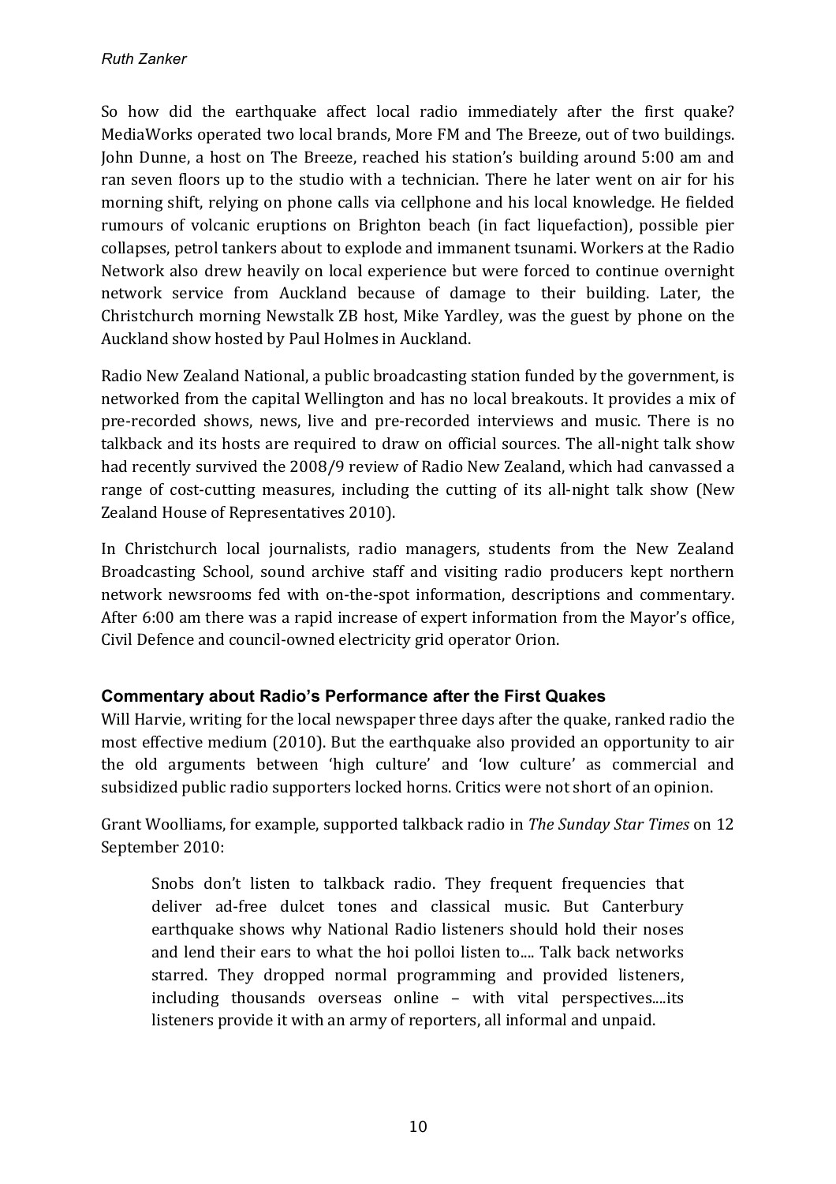So how did the earthquake affect local radio immediately after the first quake? MediaWorks operated two local brands, More FM and The Breeze, out of two buildings. John Dunne, a host on The Breeze, reached his station's building around 5:00 am and ran seven floors up to the studio with a technician. There he later went on air for his morning shift, relying on phone calls via cellphone and his local knowledge. He fielded rumours of volcanic eruptions on Brighton beach (in fact liquefaction), possible pier collapses, petrol tankers about to explode and immanent tsunami. Workers at the Radio Network also drew heavily on local experience but were forced to continue overnight network service from Auckland because of damage to their building. Later, the Christchurch morning Newstalk ZB host, Mike Yardley, was the guest by phone on the Auckland show hosted by Paul Holmes in Auckland.

Radio New Zealand National, a public broadcasting station funded by the government, is networked from the capital Wellington and has no local breakouts. It provides a mix of pre-recorded shows, news, live and pre-recorded interviews and music. There is no talkback and its hosts are required to draw on official sources. The all-night talk show had recently survived the 2008/9 review of Radio New Zealand, which had canvassed a range of cost-cutting measures, including the cutting of its all-night talk show (New Zealand House of Representatives 2010).

In Christchurch local journalists, radio managers, students from the New Zealand Broadcasting School, sound archive staff and visiting radio producers kept northern network newsrooms fed with on-the-spot information, descriptions and commentary. After 6:00 am there was a rapid increase of expert information from the Mayor's office, Civil Defence and council-owned electricity grid operator Orion.

### Commentary about Radio's Performance after the First Quakes

Will Harvie, writing for the local newspaper three days after the quake, ranked radio the most effective medium (2010). But the earthquake also provided an opportunity to air the old arguments between 'high culture' and 'low culture' as commercial and subsidized public radio supporters locked horns. Critics were not short of an opinion.

Grant Woolliams, for example, supported talkback radio in *The Sunday Star Times* on 12 September 2010:

> Snobs don't listen to talkback radio. They frequent frequencies that deliver ad-free dulcet tones and classical music. But Canterbury earthquake shows why National Radio listeners should hold their noses and lend their ears to what the hoi polloi listen to.... Talk back networks starred. They dropped normal programming and provided listeners, including thousands overseas online – with vital perspectives....its listeners provide it with an army of reporters, all informal and unpaid.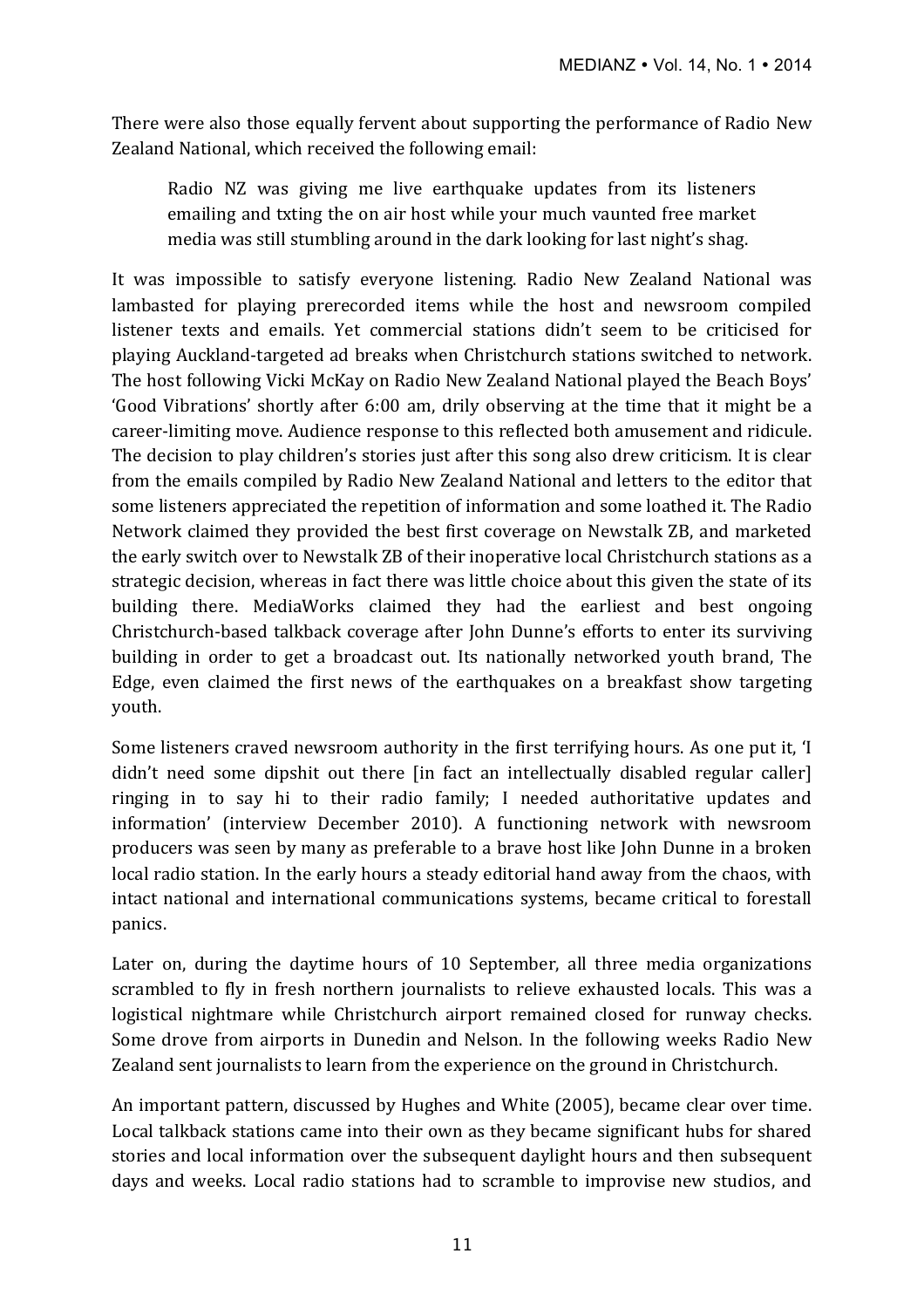There were also those equally fervent about supporting the performance of Radio New Zealand National, which received the following email:

> Radio NZ was giving me live earthquake updates from its listeners emailing and txting the on air host while your much vaunted free market media was still stumbling around in the dark looking for last night's shag.

It was impossible to satisfy everyone listening. Radio New Zealand National was lambasted for playing prerecorded items while the host and newsroom compiled listener texts and emails. Yet commercial stations didn't seem to be criticised for playing Auckland-targeted ad breaks when Christchurch stations switched to network. The host following Vicki McKay on Radio New Zealand National played the Beach Boys' 'Good Vibrations' shortly after 6:00 am, drily observing at the time that it might be a career-limiting move. Audience response to this reflected both amusement and ridicule. The decision to play children's stories just after this song also drew criticism. It is clear from the emails compiled by Radio New Zealand National and letters to the editor that some listeners appreciated the repetition of information and some loathed it. The Radio Network claimed they provided the best first coverage on Newstalk ZB, and marketed the early switch over to Newstalk ZB of their inoperative local Christchurch stations as a strategic decision, whereas in fact there was little choice about this given the state of its building there. MediaWorks claimed they had the earliest and best ongoing Christchurch-based talkback coverage after John Dunne's efforts to enter its surviving building in order to get a broadcast out. Its nationally networked youth brand, The Edge, even claimed the first news of the earthquakes on a breakfast show targeting youth.

Some listeners craved newsroom authority in the first terrifying hours. As one put it, 'I didn't need some dipshit out there [in fact an intellectually disabled regular caller] ringing in to say hi to their radio family; I needed authoritative updates and information' (interview December 2010). A functioning network with newsroom producers was seen by many as preferable to a brave host like John Dunne in a broken local radio station. In the early hours a steady editorial hand away from the chaos, with intact national and international communications systems, became critical to forestall panics.

Later on, during the daytime hours of 10 September, all three media organizations scrambled to fly in fresh northern journalists to relieve exhausted locals. This was a logistical nightmare while Christchurch airport remained closed for runway checks. Some drove from airports in Dunedin and Nelson. In the following weeks Radio New Zealand sent journalists to learn from the experience on the ground in Christchurch.

An important pattern, discussed by Hughes and White (2005), became clear over time. Local talkback stations came into their own as they became significant hubs for shared stories and local information over the subsequent daylight hours and then subsequent days and weeks. Local radio stations had to scramble to improvise new studios, and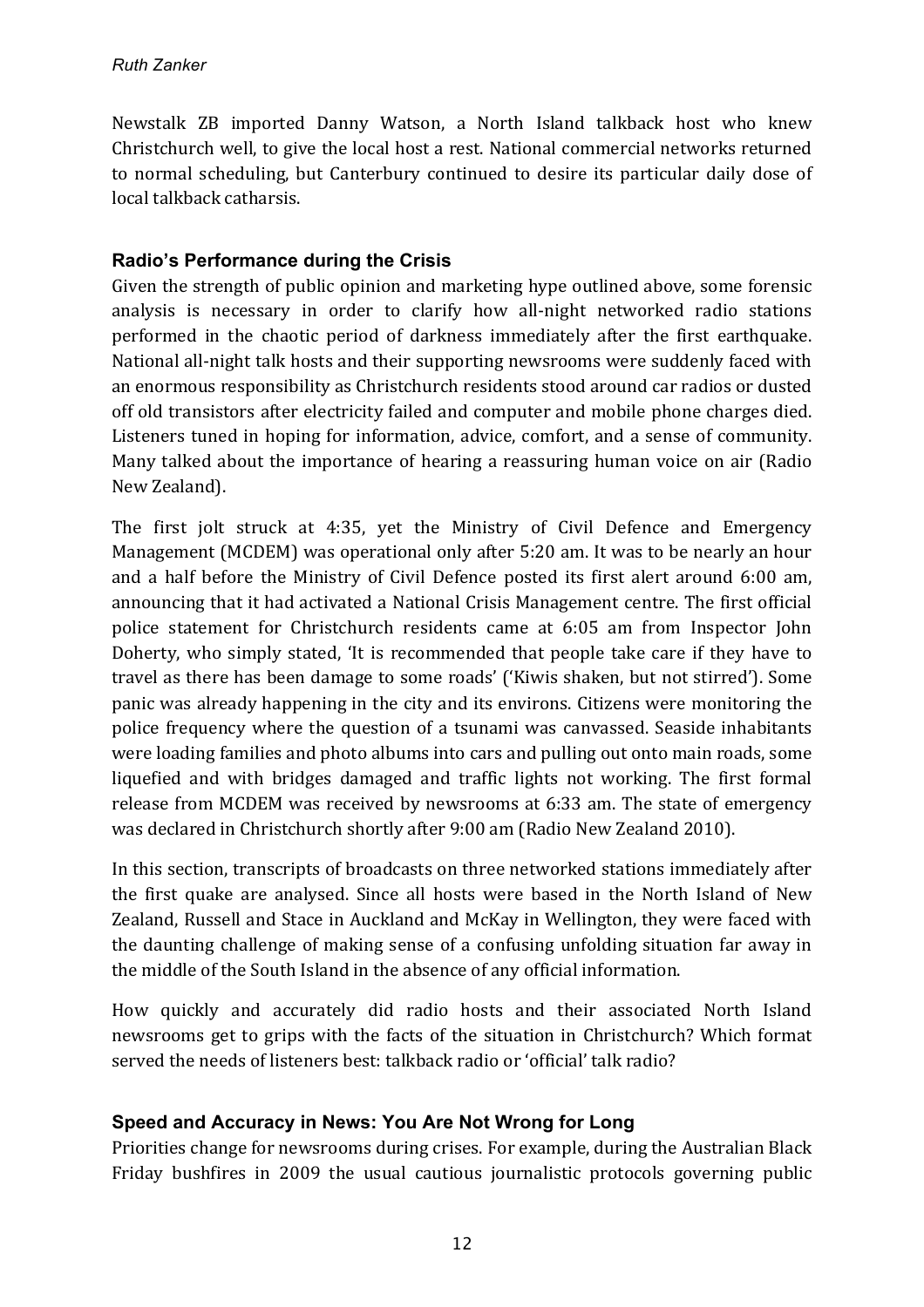Newstalk ZB imported Danny Watson, a North Island talkback host who knew Christchurch well, to give the local host a rest. National commercial networks returned to normal scheduling, but Canterbury continued to desire its particular daily dose of local talkback catharsis.

### Radio's Performance during the Crisis

Given the strength of public opinion and marketing hype outlined above, some forensic analysis is necessary in order to clarify how all-night networked radio stations performed in the chaotic period of darkness immediately after the first earthquake. National all-night talk hosts and their supporting newsrooms were suddenly faced with an enormous responsibility as Christchurch residents stood around car radios or dusted off old transistors after electricity failed and computer and mobile phone charges died. Listeners tuned in hoping for information, advice, comfort, and a sense of community. Many talked about the importance of hearing a reassuring human voice on air (Radio New Zealand).

The first jolt struck at 4:35, yet the Ministry of Civil Defence and Emergency Management (MCDEM) was operational only after 5:20 am. It was to be nearly an hour and a half before the Ministry of Civil Defence posted its first alert around 6:00 am, announcing that it had activated a National Crisis Management centre. The first official police statement for Christchurch residents came at 6:05 am from Inspector John Doherty, who simply stated, 'It is recommended that people take care if they have to travel as there has been damage to some roads' ('Kiwis shaken, but not stirred'). Some panic was already happening in the city and its environs. Citizens were monitoring the police frequency where the question of a tsunami was canvassed. Seaside inhabitants were loading families and photo albums into cars and pulling out onto main roads, some liquefied and with bridges damaged and traffic lights not working. The first formal release from MCDEM was received by newsrooms at 6:33 am. The state of emergency was declared in Christchurch shortly after 9:00 am (Radio New Zealand 2010).

In this section, transcripts of broadcasts on three networked stations immediately after the first quake are analysed. Since all hosts were based in the North Island of New Zealand, Russell and Stace in Auckland and McKay in Wellington, they were faced with the daunting challenge of making sense of a confusing unfolding situation far away in the middle of the South Island in the absence of any official information.

How quickly and accurately did radio hosts and their associated North Island newsrooms get to grips with the facts of the situation in Christchurch? Which format served the needs of listeners best: talkback radio or 'official' talk radio?

### Speed and Accuracy in News: You Are Not Wrong for Long

Priorities change for newsrooms during crises. For example, during the Australian Black Friday bushfires in 2009 the usual cautious journalistic protocols governing public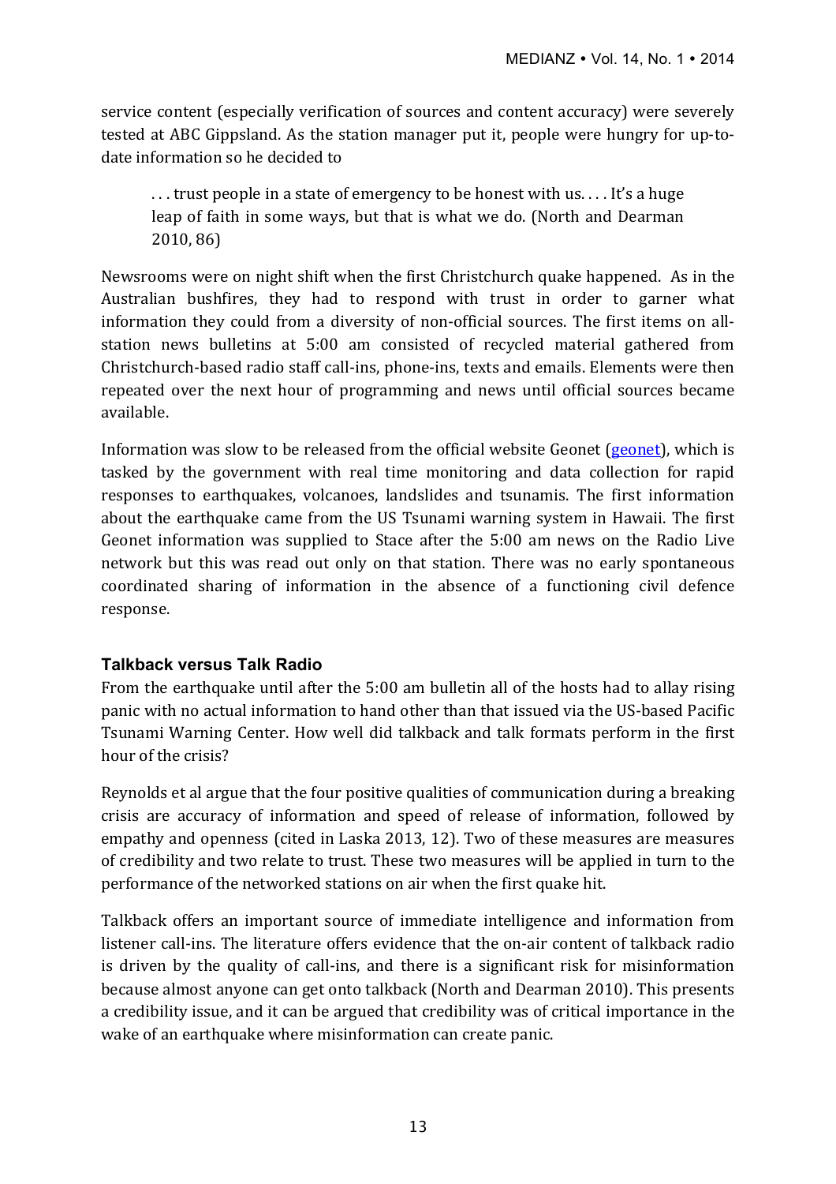service content (especially verification of sources and content accuracy) were severely tested at ABC Gippsland. As the station manager put it, people were hungry for up-to-date information so he decided to

> . . . trust people in a state of emergency to be honest with us. . . . It's a huge leap of faith in some ways, but that is what we do. (North and Dearman 2010, 86)

Newsrooms were on night shift when the first Christchurch quake happened. As in the Australian bushfires, they had to respond with trust in order to garner what information they could from a diversity of non-official sources. The first items on all-station news bulletins at 5:00 am consisted of recycled material gathered from Christchurch-based radio staff call-ins, phone-ins, texts and emails. Elements were then repeated over the next hour of programming and news until official sources became available.

Information was slow to be released from the official website Geonet (geonet), which is tasked by the government with real time monitoring and data collection for rapid responses to earthquakes, volcanoes, landslides and tsunamis. The first information about the earthquake came from the US Tsunami warning system in Hawaii. The first Geonet information was supplied to Stace after the 5:00 am news on the Radio Live network but this was read out only on that station. There was no early spontaneous coordinated sharing of information in the absence of a functioning civil defence response.

### Talkback versus Talk Radio

From the earthquake until after the 5:00 am bulletin all of the hosts had to allay rising panic with no actual information to hand other than that issued via the US-based Pacific Tsunami Warning Center. How well did talkback and talk formats perform in the first hour of the crisis?

Reynolds et al argue that the four positive qualities of communication during a breaking crisis are accuracy of information and speed of release of information, followed by empathy and openness (cited in Laska 2013, 12). Two of these measures are measures of credibility and two relate to trust. These two measures will be applied in turn to the performance of the networked stations on air when the first quake hit.

Talkback offers an important source of immediate intelligence and information from listener call-ins. The literature offers evidence that the on-air content of talkback radio is driven by the quality of call-ins, and there is a significant risk for misinformation because almost anyone can get onto talkback (North and Dearman 2010). This presents a credibility issue, and it can be argued that credibility was of critical importance in the wake of an earthquake where misinformation can create panic.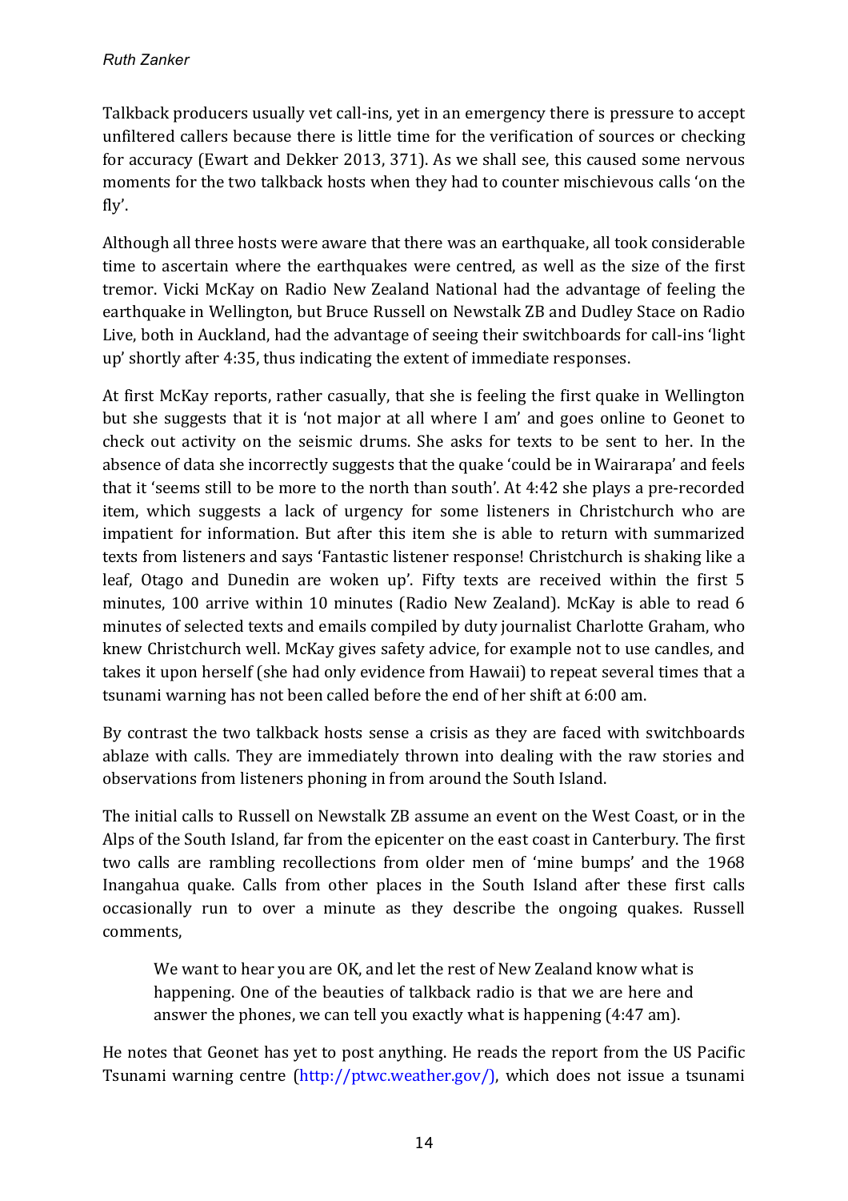Talkback producers usually vet call-ins, yet in an emergency there is pressure to accept unfiltered callers because there is little time for the verification of sources or checking for accuracy (Ewart and Dekker 2013, 371). As we shall see, this caused some nervous moments for the two talkback hosts when they had to counter mischievous calls 'on the fly'.

Although all three hosts were aware that there was an earthquake, all took considerable time to ascertain where the earthquakes were centred, as well as the size of the first tremor. Vicki McKay on Radio New Zealand National had the advantage of feeling the earthquake in Wellington, but Bruce Russell on Newstalk ZB and Dudley Stace on Radio Live, both in Auckland, had the advantage of seeing their switchboards for call-ins 'light up' shortly after 4:35, thus indicating the extent of immediate responses.

At first McKay reports, rather casually, that she is feeling the first quake in Wellington but she suggests that it is 'not major at all where I am' and goes online to Geonet to check out activity on the seismic drums. She asks for texts to be sent to her. In the absence of data she incorrectly suggests that the quake 'could be in Wairarapa' and feels that it 'seems still to be more to the north than south'. At 4:42 she plays a pre-recorded item, which suggests a lack of urgency for some listeners in Christchurch who are impatient for information. But after this item she is able to return with summarized texts from listeners and says 'Fantastic listener response! Christchurch is shaking like a leaf, Otago and Dunedin are woken up'. Fifty texts are received within the first 5 minutes, 100 arrive within 10 minutes (Radio New Zealand). McKay is able to read 6 minutes of selected texts and emails compiled by duty journalist Charlotte Graham, who knew Christchurch well. McKay gives safety advice, for example not to use candles, and takes it upon herself (she had only evidence from Hawaii) to repeat several times that a tsunami warning has not been called before the end of her shift at 6:00 am.

By contrast the two talkback hosts sense a crisis as they are faced with switchboards ablaze with calls. They are immediately thrown into dealing with the raw stories and observations from listeners phoning in from around the South Island.

The initial calls to Russell on Newstalk ZB assume an event on the West Coast, or in the Alps of the South Island, far from the epicenter on the east coast in Canterbury. The first two calls are rambling recollections from older men of 'mine bumps' and the 1968 Inangahua quake. Calls from other places in the South Island after these first calls occasionally run to over a minute as they describe the ongoing quakes. Russell comments,

> We want to hear you are OK, and let the rest of New Zealand know what is happening. One of the beauties of talkback radio is that we are here and answer the phones, we can tell you exactly what is happening (4:47 am).

He notes that Geonet has yet to post anything. He reads the report from the US Pacific Tsunami warning centre (http://ptwc.weather.gov/), which does not issue a tsunami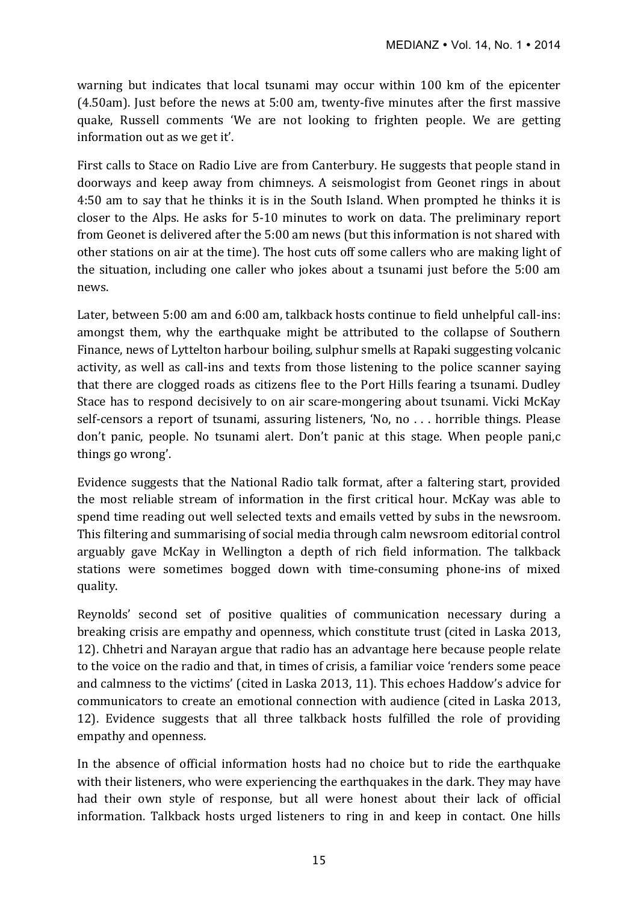warning but indicates that local tsunami may occur within 100 km of the epicenter (4.50am). Just before the news at 5:00 am, twenty-five minutes after the first massive quake, Russell comments 'We are not looking to frighten people. We are getting information out as we get it'.

First calls to Stace on Radio Live are from Canterbury. He suggests that people stand in doorways and keep away from chimneys. A seismologist from Geonet rings in about 4:50 am to say that he thinks it is in the South Island. When prompted he thinks it is closer to the Alps. He asks for 5-10 minutes to work on data. The preliminary report from Geonet is delivered after the 5:00 am news (but this information is not shared with other stations on air at the time). The host cuts off some callers who are making light of the situation, including one caller who jokes about a tsunami just before the 5:00 am news.

Later, between 5:00 am and 6:00 am, talkback hosts continue to field unhelpful call-ins: amongst them, why the earthquake might be attributed to the collapse of Southern Finance, news of Lyttelton harbour boiling, sulphur smells at Rapaki suggesting volcanic activity, as well as call-ins and texts from those listening to the police scanner saying that there are clogged roads as citizens flee to the Port Hills fearing a tsunami. Dudley Stace has to respond decisively to on air scare-mongering about tsunami. Vicki McKay self-censors a report of tsunami, assuring listeners, 'No, no . . . horrible things. Please don't panic, people. No tsunami alert. Don't panic at this stage. When people pani,c things go wrong'.

Evidence suggests that the National Radio talk format, after a faltering start, provided the most reliable stream of information in the first critical hour. McKay was able to spend time reading out well selected texts and emails vetted by subs in the newsroom. This filtering and summarising of social media through calm newsroom editorial control arguably gave McKay in Wellington a depth of rich field information. The talkback stations were sometimes bogged down with time-consuming phone-ins of mixed quality.

Reynolds' second set of positive qualities of communication necessary during a breaking crisis are empathy and openness, which constitute trust (cited in Laska 2013, 12). Chhetri and Narayan argue that radio has an advantage here because people relate to the voice on the radio and that, in times of crisis, a familiar voice 'renders some peace and calmness to the victims' (cited in Laska 2013, 11). This echoes Haddow's advice for communicators to create an emotional connection with audience (cited in Laska 2013, 12). Evidence suggests that all three talkback hosts fulfilled the role of providing empathy and openness.

In the absence of official information hosts had no choice but to ride the earthquake with their listeners, who were experiencing the earthquakes in the dark. They may have had their own style of response, but all were honest about their lack of official information. Talkback hosts urged listeners to ring in and keep in contact. One hills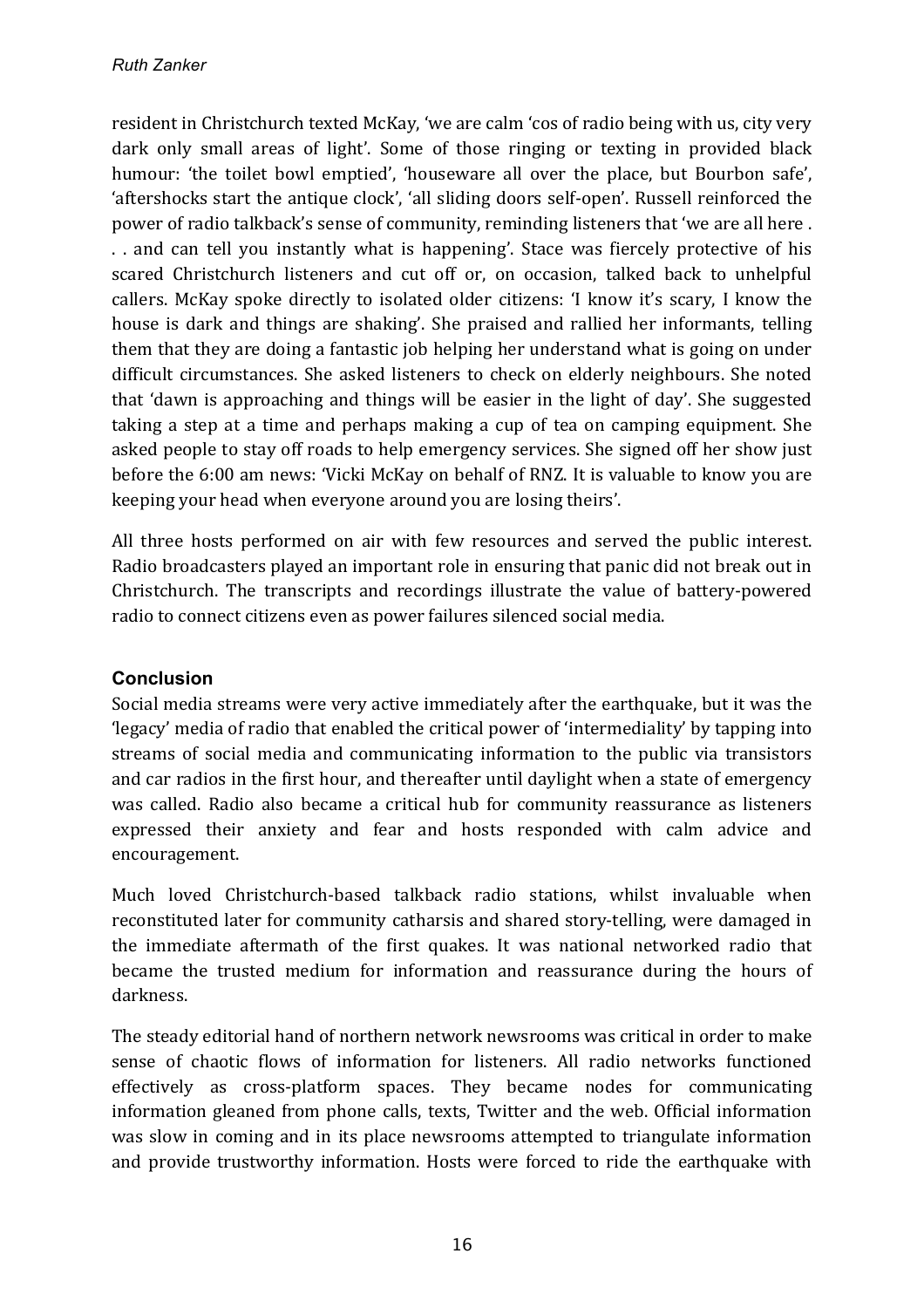resident in Christchurch texted McKay, 'we are calm 'cos of radio being with us, city very dark only small areas of light'. Some of those ringing or texting in provided black humour: 'the toilet bowl emptied', 'houseware all over the place, but Bourbon safe', 'aftershocks start the antique clock', 'all sliding doors self-open'. Russell reinforced the power of radio talkback's sense of community, reminding listeners that 'we are all here . . . and can tell you instantly what is happening'. Stace was fiercely protective of his scared Christchurch listeners and cut off or, on occasion, talked back to unhelpful callers. McKay spoke directly to isolated older citizens: 'I know it's scary, I know the house is dark and things are shaking'. She praised and rallied her informants, telling them that they are doing a fantastic job helping her understand what is going on under difficult circumstances. She asked listeners to check on elderly neighbours. She noted that 'dawn is approaching and things will be easier in the light of day'. She suggested taking a step at a time and perhaps making a cup of tea on camping equipment. She asked people to stay off roads to help emergency services. She signed off her show just before the 6:00 am news: 'Vicki McKay on behalf of RNZ. It is valuable to know you are keeping your head when everyone around you are losing theirs'.

All three hosts performed on air with few resources and served the public interest. Radio broadcasters played an important role in ensuring that panic did not break out in Christchurch. The transcripts and recordings illustrate the value of battery-powered radio to connect citizens even as power failures silenced social media.

## Conclusion

Social media streams were very active immediately after the earthquake, but it was the 'legacy' media of radio that enabled the critical power of 'intermediality' by tapping into streams of social media and communicating information to the public via transistors and car radios in the first hour, and thereafter until daylight when a state of emergency was called. Radio also became a critical hub for community reassurance as listeners expressed their anxiety and fear and hosts responded with calm advice and encouragement.

Much loved Christchurch-based talkback radio stations, whilst invaluable when reconstituted later for community catharsis and shared story-telling, were damaged in the immediate aftermath of the first quakes. It was national networked radio that became the trusted medium for information and reassurance during the hours of darkness.

The steady editorial hand of northern network newsrooms was critical in order to make sense of chaotic flows of information for listeners. All radio networks functioned effectively as cross-platform spaces. They became nodes for communicating information gleaned from phone calls, texts, Twitter and the web. Official information was slow in coming and in its place newsrooms attempted to triangulate information and provide trustworthy information. Hosts were forced to ride the earthquake with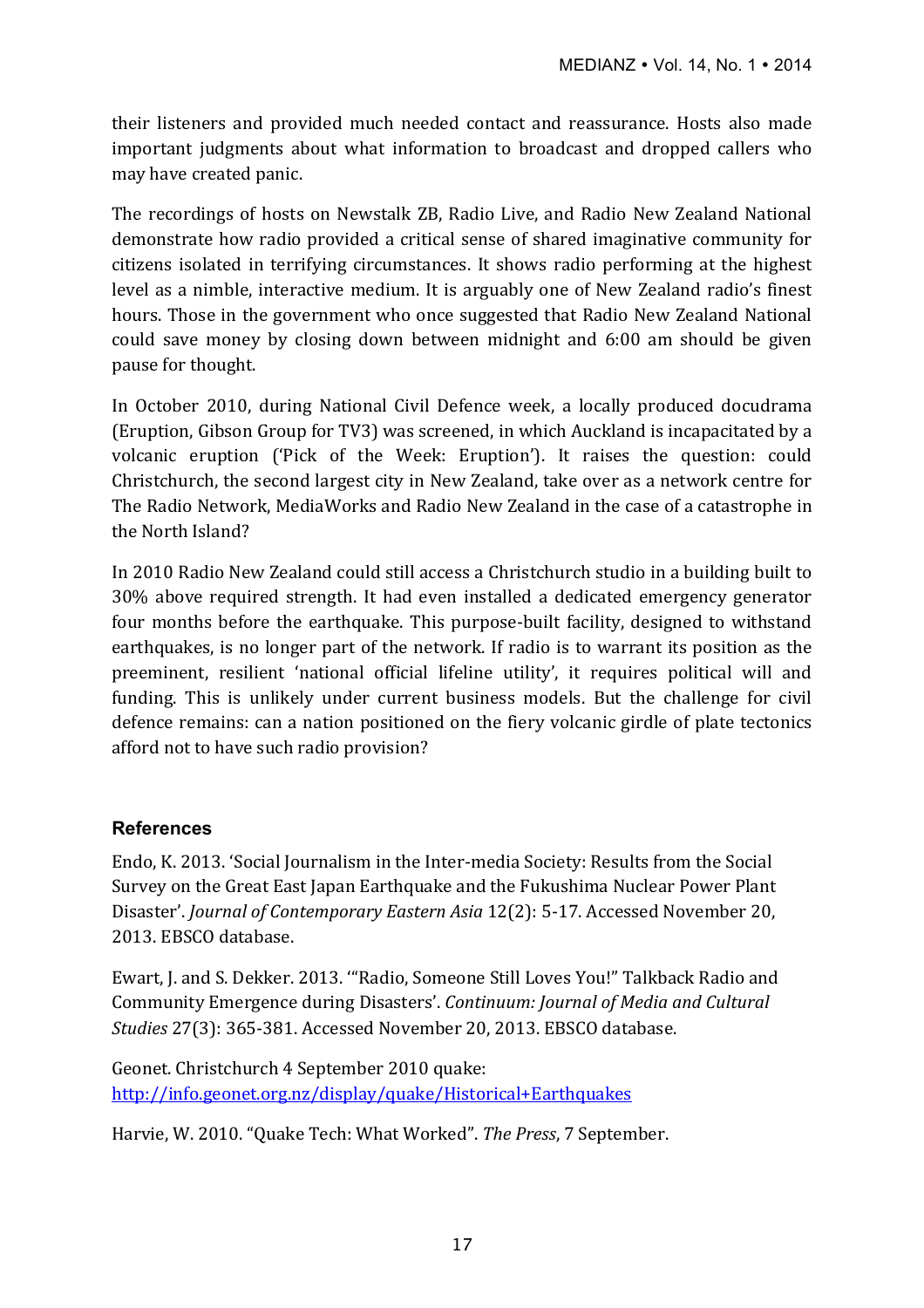their listeners and provided much needed contact and reassurance. Hosts also made important judgments about what information to broadcast and dropped callers who may have created panic.

The recordings of hosts on Newstalk ZB, Radio Live, and Radio New Zealand National demonstrate how radio provided a critical sense of shared imaginative community for citizens isolated in terrifying circumstances. It shows radio performing at the highest level as a nimble, interactive medium. It is arguably one of New Zealand radio's finest hours. Those in the government who once suggested that Radio New Zealand National could save money by closing down between midnight and 6:00 am should be given pause for thought.

In October 2010, during National Civil Defence week, a locally produced docudrama (Eruption, Gibson Group for TV3) was screened, in which Auckland is incapacitated by a volcanic eruption ('Pick of the Week: Eruption'). It raises the question: could Christchurch, the second largest city in New Zealand, take over as a network centre for The Radio Network, MediaWorks and Radio New Zealand in the case of a catastrophe in the North Island?

In 2010 Radio New Zealand could still access a Christchurch studio in a building built to 30% above required strength. It had even installed a dedicated emergency generator four months before the earthquake. This purpose-built facility, designed to withstand earthquakes, is no longer part of the network. If radio is to warrant its position as the preeminent, resilient 'national official lifeline utility', it requires political will and funding. This is unlikely under current business models. But the challenge for civil defence remains: can a nation positioned on the fiery volcanic girdle of plate tectonics afford not to have such radio provision?

## References

Endo, K. 2013. 'Social Journalism in the Inter-media Society: Results from the Social Survey on the Great East Japan Earthquake and the Fukushima Nuclear Power Plant Disaster'. *Journal of Contemporary Eastern Asia* 12(2): 5-17. Accessed November 20, 2013. EBSCO database.

Ewart, J. and S. Dekker. 2013. '"Radio, Someone Still Loves You!" Talkback Radio and Community Emergence during Disasters'. *Continuum: Journal of Media and Cultural Studies* 27(3): 365-381. Accessed November 20, 2013. EBSCO database.

Geonet. Christchurch 4 September 2010 quake: http://info.geonet.org.nz/display/quake/Historical+Earthquakes

Harvie, W. 2010. "Quake Tech: What Worked". *The Press*, 7 September.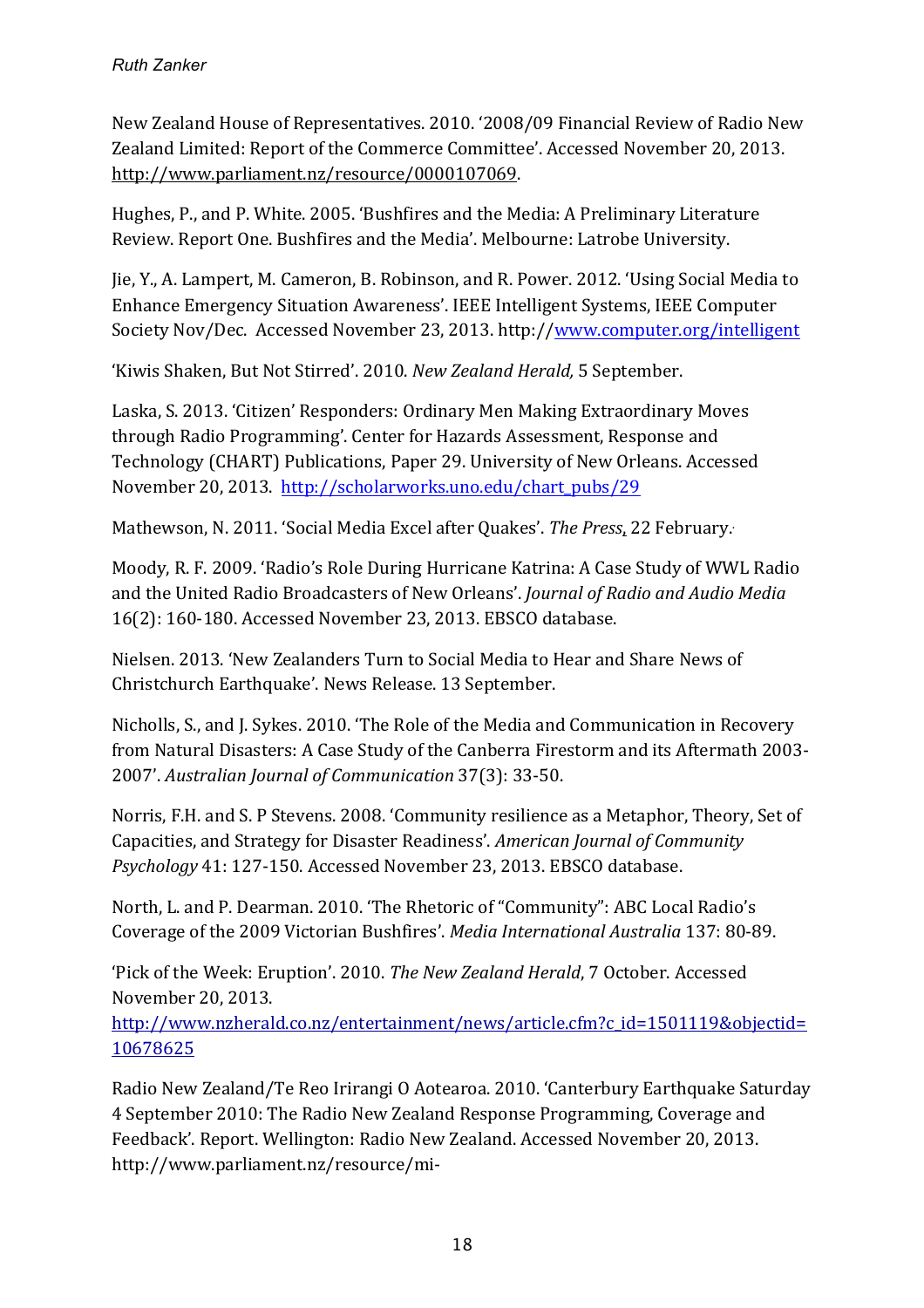New Zealand House of Representatives. 2010. '2008/09 Financial Review of Radio New Zealand Limited: Report of the Commerce Committee'. Accessed November 20, 2013. http://www.parliament.nz/resource/0000107069.

Hughes, P., and P. White. 2005. 'Bushfires and the Media: A Preliminary Literature Review. Report One. Bushfires and the Media'. Melbourne: Latrobe University.

Jie, Y., A. Lampert, M. Cameron, B. Robinson, and R. Power. 2012. 'Using Social Media to Enhance Emergency Situation Awareness'. IEEE Intelligent Systems, IEEE Computer Society Nov/Dec. Accessed November 23, 2013. http://www.computer.org/intelligent

'Kiwis Shaken, But Not Stirred'. 2010. *New Zealand Herald,* 5 September.

Laska, S. 2013. 'Citizen' Responders: Ordinary Men Making Extraordinary Moves through Radio Programming'. Center for Hazards Assessment, Response and Technology (CHART) Publications, Paper 29. University of New Orleans. Accessed November 20, 2013. http://scholarworks.uno.edu/chart_pubs/29

Mathewson, N. 2011. 'Social Media Excel after Quakes'. *The Press*, 22 February.

Moody, R. F. 2009. 'Radio's Role During Hurricane Katrina: A Case Study of WWL Radio and the United Radio Broadcasters of New Orleans'. *Journal of Radio and Audio Media* 16(2): 160-180. Accessed November 23, 2013. EBSCO database.

Nielsen. 2013. 'New Zealanders Turn to Social Media to Hear and Share News of Christchurch Earthquake'. News Release. 13 September.

Nicholls, S., and J. Sykes. 2010. 'The Role of the Media and Communication in Recovery from Natural Disasters: A Case Study of the Canberra Firestorm and its Aftermath 2003-2007'. *Australian Journal of Communication* 37(3): 33-50.

Norris, F.H. and S. P Stevens. 2008. 'Community resilience as a Metaphor, Theory, Set of Capacities, and Strategy for Disaster Readiness'. *American Journal of Community Psychology* 41: 127-150. Accessed November 23, 2013. EBSCO database.

North, L. and P. Dearman. 2010. 'The Rhetoric of "Community": ABC Local Radio's Coverage of the 2009 Victorian Bushfires'. *Media International Australia* 137: 80-89.

'Pick of the Week: Eruption'. 2010. *The New Zealand Herald*, 7 October. Accessed November 20, 2013. http://www.nzherald.co.nz/entertainment/news/article.cfm?c_id=1501119&objectid=10678625

Radio New Zealand/Te Reo Irirangi O Aotearoa. 2010. 'Canterbury Earthquake Saturday 4 September 2010: The Radio New Zealand Response Programming, Coverage and Feedback'. Report. Wellington: Radio New Zealand. Accessed November 20, 2013. http://www.parliament.nz/resource/mi-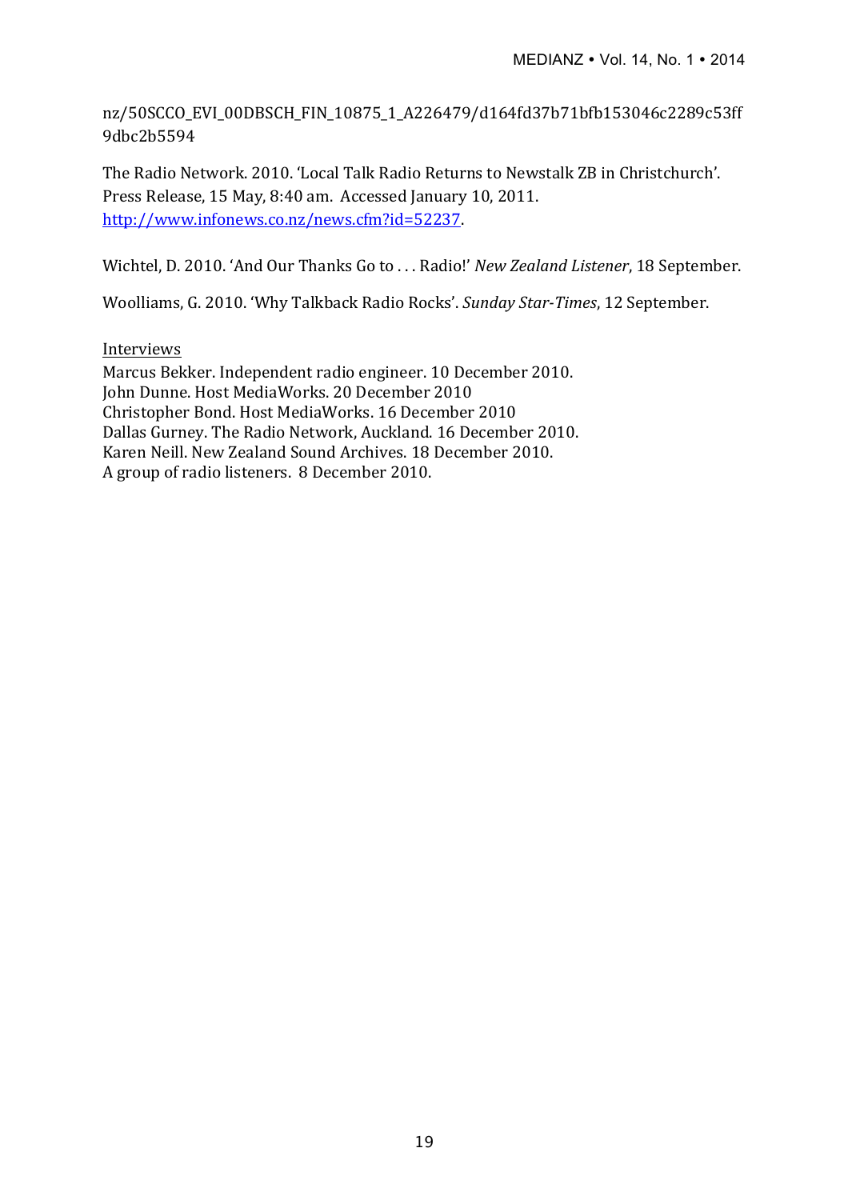nz/50SCCO_EVI_00DBSCH_FIN_10875_1_A226479/d164fd37b71bfb153046c2289c53ff9dbc2b5594

The Radio Network. 2010. 'Local Talk Radio Returns to Newstalk ZB in Christchurch'. Press Release, 15 May, 8:40 am. Accessed January 10, 2011. http://www.infonews.co.nz/news.cfm?id=52237.

Wichtel, D. 2010. 'And Our Thanks Go to . . . Radio!' *New Zealand Listener*, 18 September.

Woolliams, G. 2010. 'Why Talkback Radio Rocks'. *Sunday Star-Times*, 12 September.

Interviews

Marcus Bekker. Independent radio engineer. 10 December 2010.
John Dunne. Host MediaWorks. 20 December 2010
Christopher Bond. Host MediaWorks. 16 December 2010
Dallas Gurney. The Radio Network, Auckland. 16 December 2010.
Karen Neill. New Zealand Sound Archives. 18 December 2010.
A group of radio listeners. 8 December 2010.